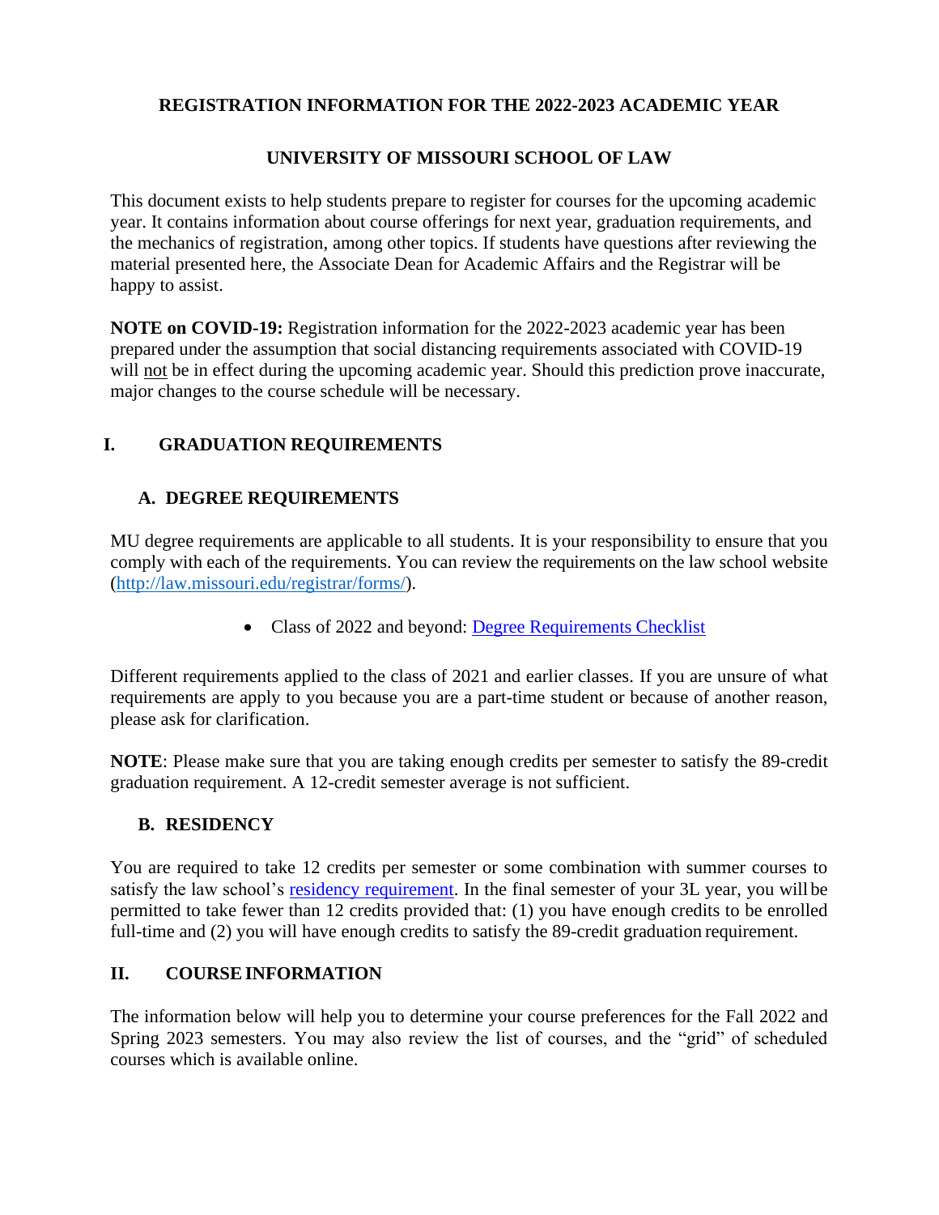# REGISTRATION INFORMATION FOR THE 2022-2023 ACADEMIC YEAR

# UNIVERSITY OF MISSOURI SCHOOL OF LAW

This document exists to help students prepare to register for courses for the upcoming academic year. It contains information about course offerings for next year, graduation requirements, and the mechanics of registration, among other topics. If students have questions after reviewing the material presented here, the Associate Dean for Academic Affairs and the Registrar will be happy to assist.

**NOTE on COVID-19:** Registration information for the 2022-2023 academic year has been prepared under the assumption that social distancing requirements associated with COVID-19 will not be in effect during the upcoming academic year. Should this prediction prove inaccurate, major changes to the course schedule will be necessary.

## I. GRADUATION REQUIREMENTS

### A. DEGREE REQUIREMENTS

MU degree requirements are applicable to all students. It is your responsibility to ensure that you comply with each of the requirements. You can review the requirements on the law school website (http://law.missouri.edu/registrar/forms/).

- Class of 2022 and beyond: Degree Requirements Checklist

Different requirements applied to the class of 2021 and earlier classes. If you are unsure of what requirements are apply to you because you are a part-time student or because of another reason, please ask for clarification.

**NOTE**: Please make sure that you are taking enough credits per semester to satisfy the 89-credit graduation requirement. A 12-credit semester average is not sufficient.

### B. RESIDENCY

You are required to take 12 credits per semester or some combination with summer courses to satisfy the law school's residency requirement. In the final semester of your 3L year, you will be permitted to take fewer than 12 credits provided that: (1) you have enough credits to be enrolled full-time and (2) you will have enough credits to satisfy the 89-credit graduation requirement.

## II. COURSE INFORMATION

The information below will help you to determine your course preferences for the Fall 2022 and Spring 2023 semesters. You may also review the list of courses, and the "grid" of scheduled courses which is available online.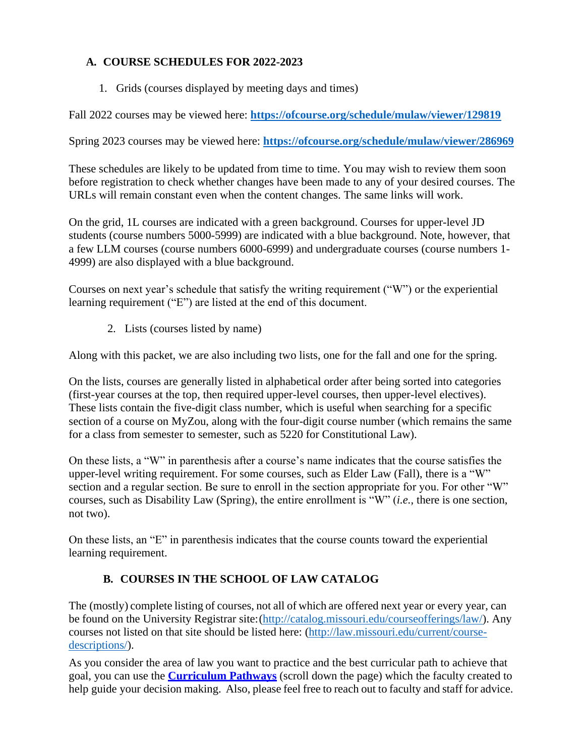## A. COURSE SCHEDULES FOR 2022-2023

1. Grids (courses displayed by meeting days and times)

Fall 2022 courses may be viewed here: **https://ofcourse.org/schedule/mulaw/viewer/129819**

Spring 2023 courses may be viewed here: **https://ofcourse.org/schedule/mulaw/viewer/286969**

These schedules are likely to be updated from time to time. You may wish to review them soon before registration to check whether changes have been made to any of your desired courses. The URLs will remain constant even when the content changes. The same links will work.

On the grid, 1L courses are indicated with a green background. Courses for upper-level JD students (course numbers 5000-5999) are indicated with a blue background. Note, however, that a few LLM courses (course numbers 6000-6999) and undergraduate courses (course numbers 1-4999) are also displayed with a blue background.

Courses on next year's schedule that satisfy the writing requirement ("W") or the experiential learning requirement ("E") are listed at the end of this document.

2. Lists (courses listed by name)

Along with this packet, we are also including two lists, one for the fall and one for the spring.

On the lists, courses are generally listed in alphabetical order after being sorted into categories (first-year courses at the top, then required upper-level courses, then upper-level electives). These lists contain the five-digit class number, which is useful when searching for a specific section of a course on MyZou, along with the four-digit course number (which remains the same for a class from semester to semester, such as 5220 for Constitutional Law).

On these lists, a "W" in parenthesis after a course's name indicates that the course satisfies the upper-level writing requirement. For some courses, such as Elder Law (Fall), there is a "W" section and a regular section. Be sure to enroll in the section appropriate for you. For other "W" courses, such as Disability Law (Spring), the entire enrollment is "W" (*i.e.*, there is one section, not two).

On these lists, an "E" in parenthesis indicates that the course counts toward the experiential learning requirement.

## B. COURSES IN THE SCHOOL OF LAW CATALOG

The (mostly) complete listing of courses, not all of which are offered next year or every year, can be found on the University Registrar site:(http://catalog.missouri.edu/courseofferings/law/). Any courses not listed on that site should be listed here: (http://law.missouri.edu/current/course-descriptions/).

As you consider the area of law you want to practice and the best curricular path to achieve that goal, you can use the **Curriculum Pathways** (scroll down the page) which the faculty created to help guide your decision making. Also, please feel free to reach out to faculty and staff for advice.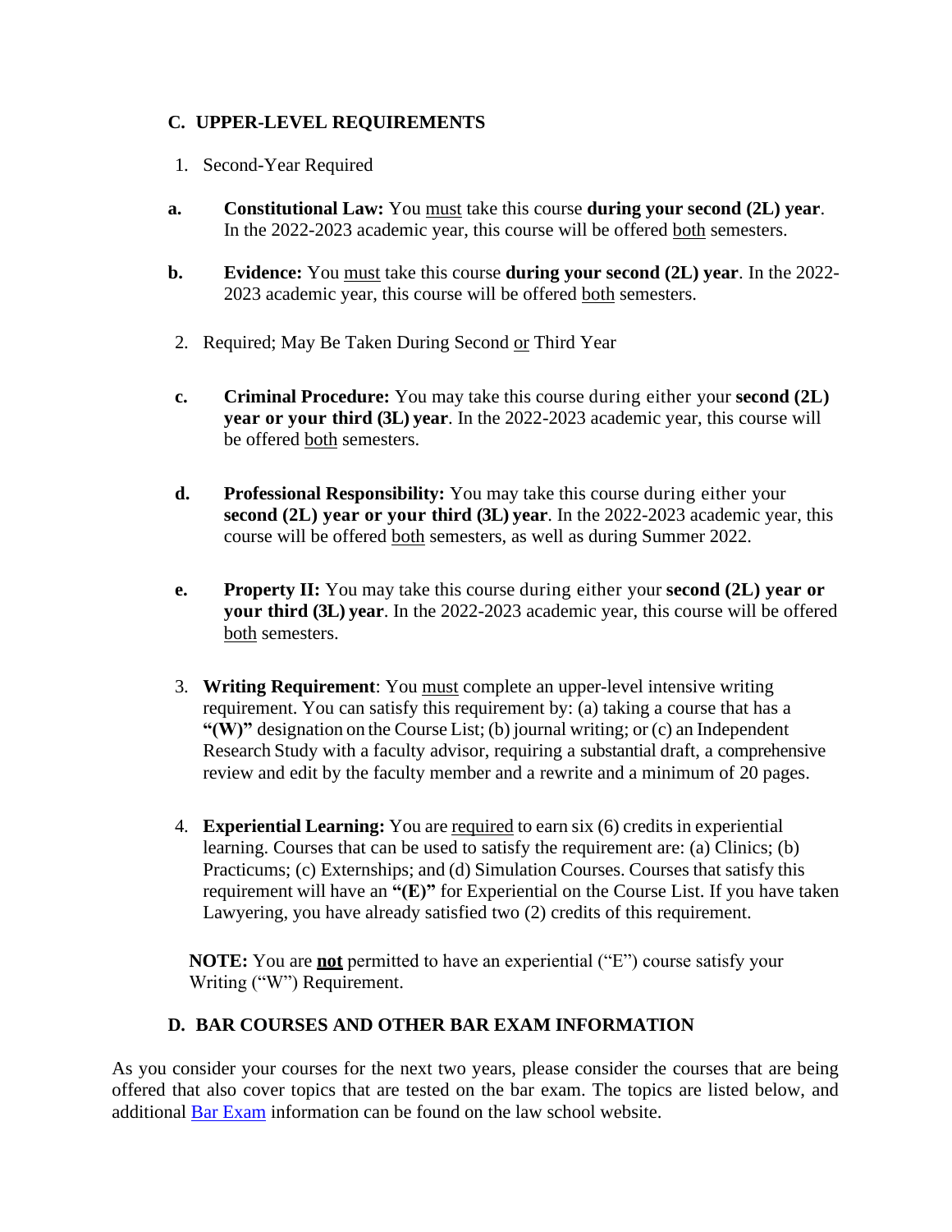## C. UPPER-LEVEL REQUIREMENTS

1. Second-Year Required

**a.** **Constitutional Law:** You must take this course **during your second (2L) year**. In the 2022-2023 academic year, this course will be offered both semesters.

**b.** **Evidence:** You must take this course **during your second (2L) year**. In the 2022-2023 academic year, this course will be offered both semesters.

2. Required; May Be Taken During Second or Third Year

**c.** **Criminal Procedure:** You may take this course during either your **second (2L) year or your third (3L) year**. In the 2022-2023 academic year, this course will be offered both semesters.

**d.** **Professional Responsibility:** You may take this course during either your **second (2L) year or your third (3L) year**. In the 2022-2023 academic year, this course will be offered both semesters, as well as during Summer 2022.

**e.** **Property II:** You may take this course during either your **second (2L) year or your third (3L) year**. In the 2022-2023 academic year, this course will be offered both semesters.

3. **Writing Requirement**: You must complete an upper-level intensive writing requirement. You can satisfy this requirement by: (a) taking a course that has a **"(W)"** designation on the Course List; (b) journal writing; or (c) an Independent Research Study with a faculty advisor, requiring a substantial draft, a comprehensive review and edit by the faculty member and a rewrite and a minimum of 20 pages.

4. **Experiential Learning:** You are required to earn six (6) credits in experiential learning. Courses that can be used to satisfy the requirement are: (a) Clinics; (b) Practicums; (c) Externships; and (d) Simulation Courses. Courses that satisfy this requirement will have an **"(E)"** for Experiential on the Course List. If you have taken Lawyering, you have already satisfied two (2) credits of this requirement.

**NOTE:** You are **not** permitted to have an experiential ("E") course satisfy your Writing ("W") Requirement.

## D. BAR COURSES AND OTHER BAR EXAM INFORMATION

As you consider your courses for the next two years, please consider the courses that are being offered that also cover topics that are tested on the bar exam. The topics are listed below, and additional Bar Exam information can be found on the law school website.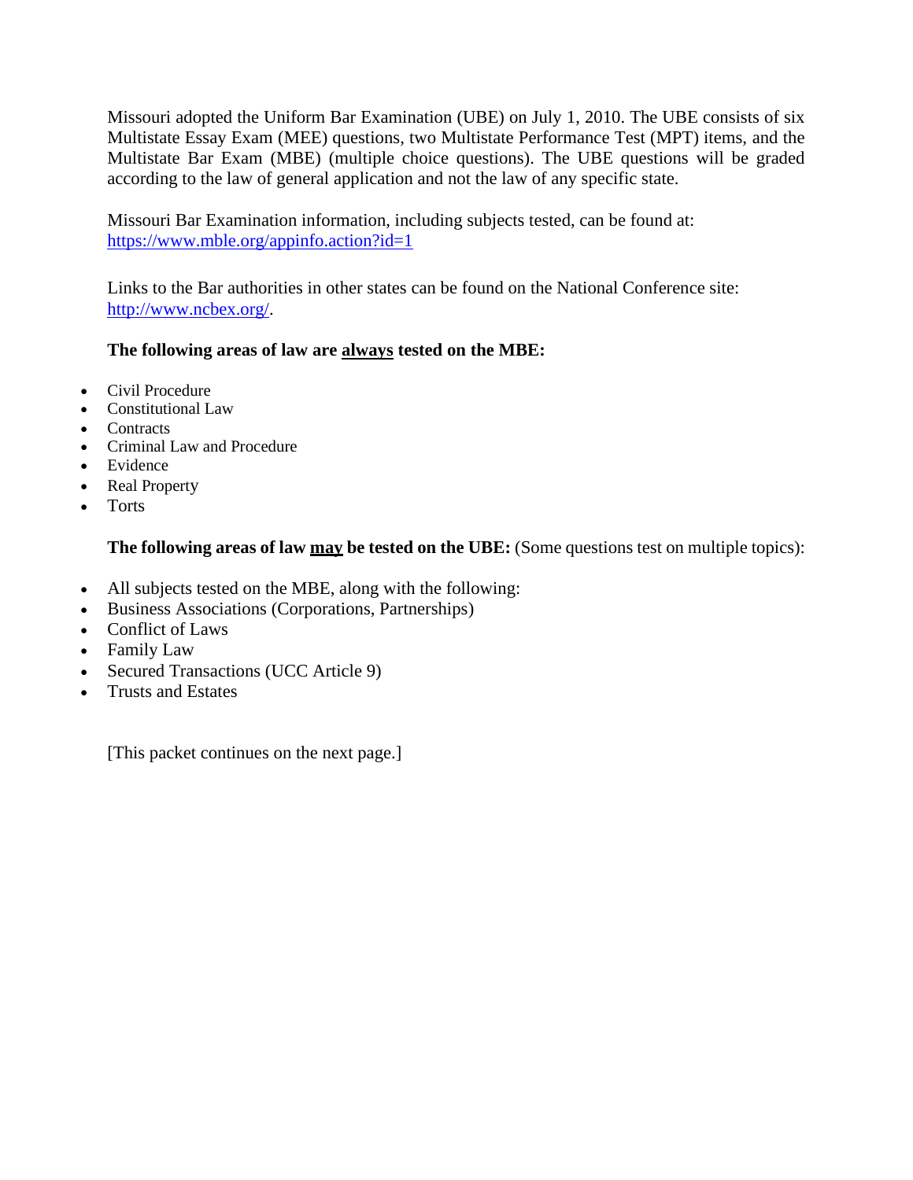Missouri adopted the Uniform Bar Examination (UBE) on July 1, 2010. The UBE consists of six Multistate Essay Exam (MEE) questions, two Multistate Performance Test (MPT) items, and the Multistate Bar Exam (MBE) (multiple choice questions). The UBE questions will be graded according to the law of general application and not the law of any specific state.

Missouri Bar Examination information, including subjects tested, can be found at: [https://www.mble.org/appinfo.action?id=1](https://www.mble.org/appinfo.action?id=1)

Links to the Bar authorities in other states can be found on the National Conference site: [http://www.ncbex.org/](http://www.ncbex.org/).

**The following areas of law are <u>always</u> tested on the MBE:**

- Civil Procedure
- Constitutional Law
- Contracts
- Criminal Law and Procedure
- Evidence
- Real Property
- Torts

**The following areas of law <u>may</u> be tested on the UBE:** (Some questions test on multiple topics):

- All subjects tested on the MBE, along with the following:
- Business Associations (Corporations, Partnerships)
- Conflict of Laws
- Family Law
- Secured Transactions (UCC Article 9)
- Trusts and Estates

[This packet continues on the next page.]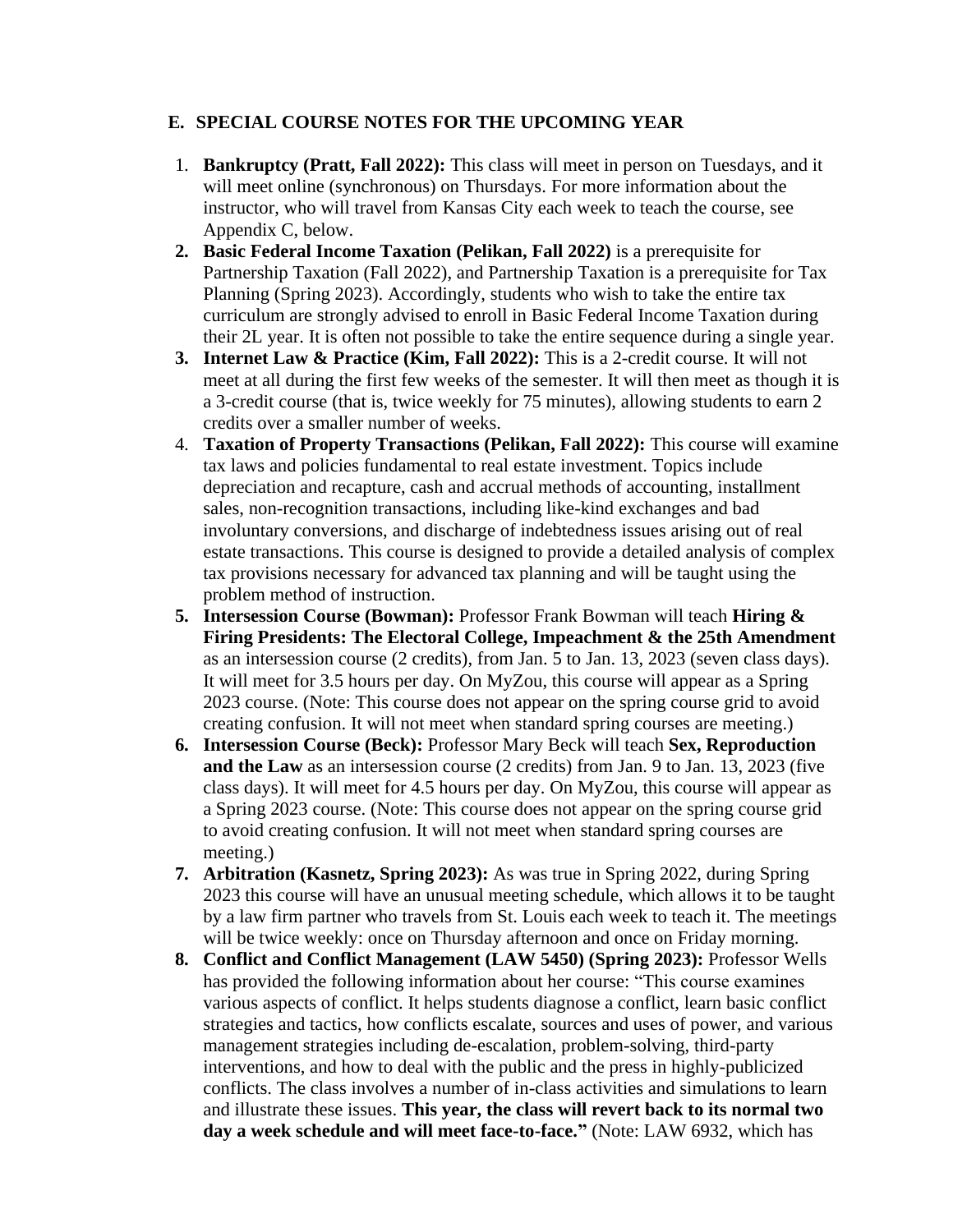## E. SPECIAL COURSE NOTES FOR THE UPCOMING YEAR

1. **Bankruptcy (Pratt, Fall 2022):** This class will meet in person on Tuesdays, and it will meet online (synchronous) on Thursdays. For more information about the instructor, who will travel from Kansas City each week to teach the course, see Appendix C, below.
2. **Basic Federal Income Taxation (Pelikan, Fall 2022)** is a prerequisite for Partnership Taxation (Fall 2022), and Partnership Taxation is a prerequisite for Tax Planning (Spring 2023). Accordingly, students who wish to take the entire tax curriculum are strongly advised to enroll in Basic Federal Income Taxation during their 2L year. It is often not possible to take the entire sequence during a single year.
3. **Internet Law & Practice (Kim, Fall 2022):** This is a 2-credit course. It will not meet at all during the first few weeks of the semester. It will then meet as though it is a 3-credit course (that is, twice weekly for 75 minutes), allowing students to earn 2 credits over a smaller number of weeks.
4. **Taxation of Property Transactions (Pelikan, Fall 2022):** This course will examine tax laws and policies fundamental to real estate investment. Topics include depreciation and recapture, cash and accrual methods of accounting, installment sales, non-recognition transactions, including like-kind exchanges and bad involuntary conversions, and discharge of indebtedness issues arising out of real estate transactions. This course is designed to provide a detailed analysis of complex tax provisions necessary for advanced tax planning and will be taught using the problem method of instruction.
5. **Intersession Course (Bowman):** Professor Frank Bowman will teach **Hiring & Firing Presidents: The Electoral College, Impeachment & the 25th Amendment** as an intersession course (2 credits), from Jan. 5 to Jan. 13, 2023 (seven class days). It will meet for 3.5 hours per day. On MyZou, this course will appear as a Spring 2023 course. (Note: This course does not appear on the spring course grid to avoid creating confusion. It will not meet when standard spring courses are meeting.)
6. **Intersession Course (Beck):** Professor Mary Beck will teach **Sex, Reproduction and the Law** as an intersession course (2 credits) from Jan. 9 to Jan. 13, 2023 (five class days). It will meet for 4.5 hours per day. On MyZou, this course will appear as a Spring 2023 course. (Note: This course does not appear on the spring course grid to avoid creating confusion. It will not meet when standard spring courses are meeting.)
7. **Arbitration (Kasnetz, Spring 2023):** As was true in Spring 2022, during Spring 2023 this course will have an unusual meeting schedule, which allows it to be taught by a law firm partner who travels from St. Louis each week to teach it. The meetings will be twice weekly: once on Thursday afternoon and once on Friday morning.
8. **Conflict and Conflict Management (LAW 5450) (Spring 2023):** Professor Wells has provided the following information about her course: "This course examines various aspects of conflict. It helps students diagnose a conflict, learn basic conflict strategies and tactics, how conflicts escalate, sources and uses of power, and various management strategies including de-escalation, problem-solving, third-party interventions, and how to deal with the public and the press in highly-publicized conflicts. The class involves a number of in-class activities and simulations to learn and illustrate these issues. **This year, the class will revert back to its normal two day a week schedule and will meet face-to-face."** (Note: LAW 6932, which has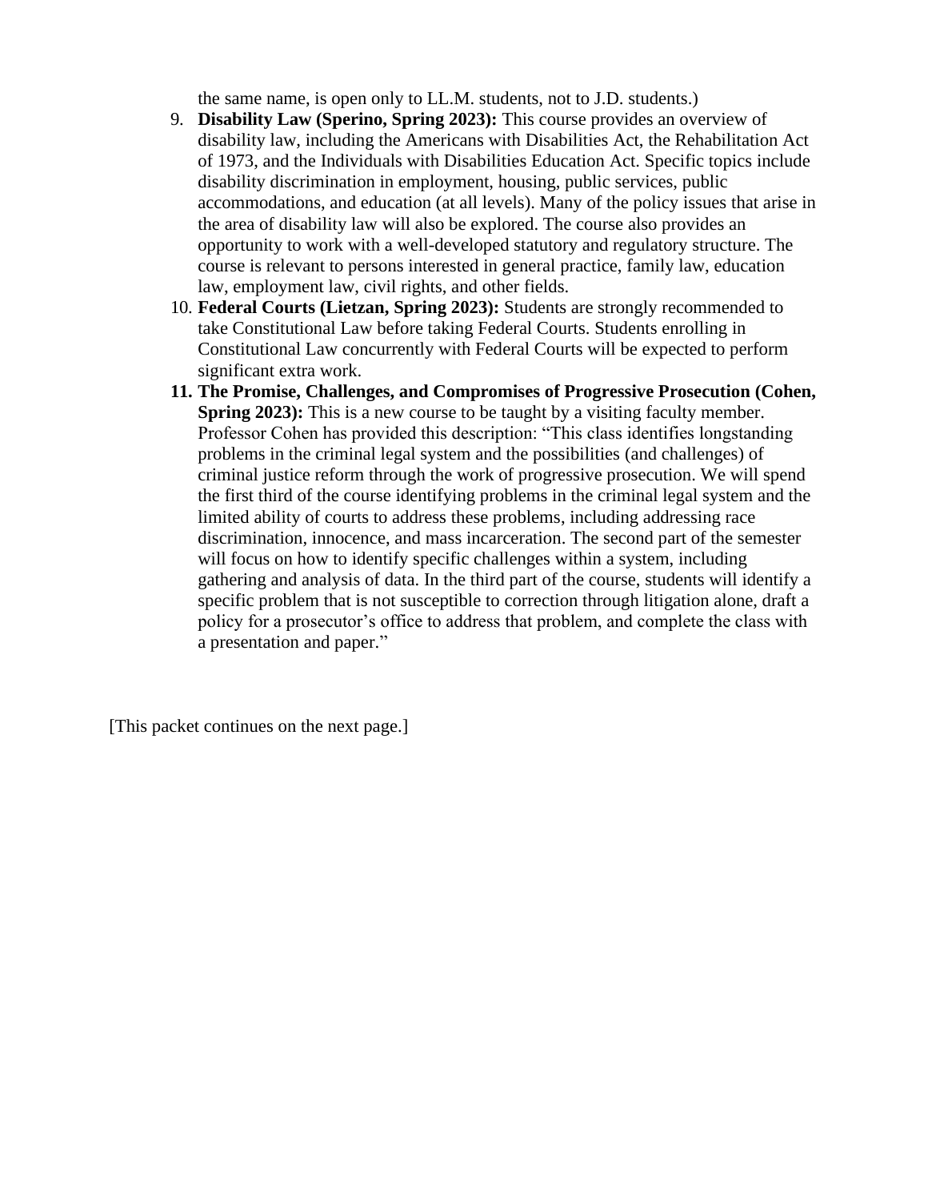the same name, is open only to LL.M. students, not to J.D. students.)

9. **Disability Law (Sperino, Spring 2023):** This course provides an overview of disability law, including the Americans with Disabilities Act, the Rehabilitation Act of 1973, and the Individuals with Disabilities Education Act. Specific topics include disability discrimination in employment, housing, public services, public accommodations, and education (at all levels). Many of the policy issues that arise in the area of disability law will also be explored. The course also provides an opportunity to work with a well-developed statutory and regulatory structure. The course is relevant to persons interested in general practice, family law, education law, employment law, civil rights, and other fields.
10. **Federal Courts (Lietzan, Spring 2023):** Students are strongly recommended to take Constitutional Law before taking Federal Courts. Students enrolling in Constitutional Law concurrently with Federal Courts will be expected to perform significant extra work.
11. **The Promise, Challenges, and Compromises of Progressive Prosecution (Cohen, Spring 2023):** This is a new course to be taught by a visiting faculty member. Professor Cohen has provided this description: "This class identifies longstanding problems in the criminal legal system and the possibilities (and challenges) of criminal justice reform through the work of progressive prosecution. We will spend the first third of the course identifying problems in the criminal legal system and the limited ability of courts to address these problems, including addressing race discrimination, innocence, and mass incarceration. The second part of the semester will focus on how to identify specific challenges within a system, including gathering and analysis of data. In the third part of the course, students will identify a specific problem that is not susceptible to correction through litigation alone, draft a policy for a prosecutor's office to address that problem, and complete the class with a presentation and paper."

[This packet continues on the next page.]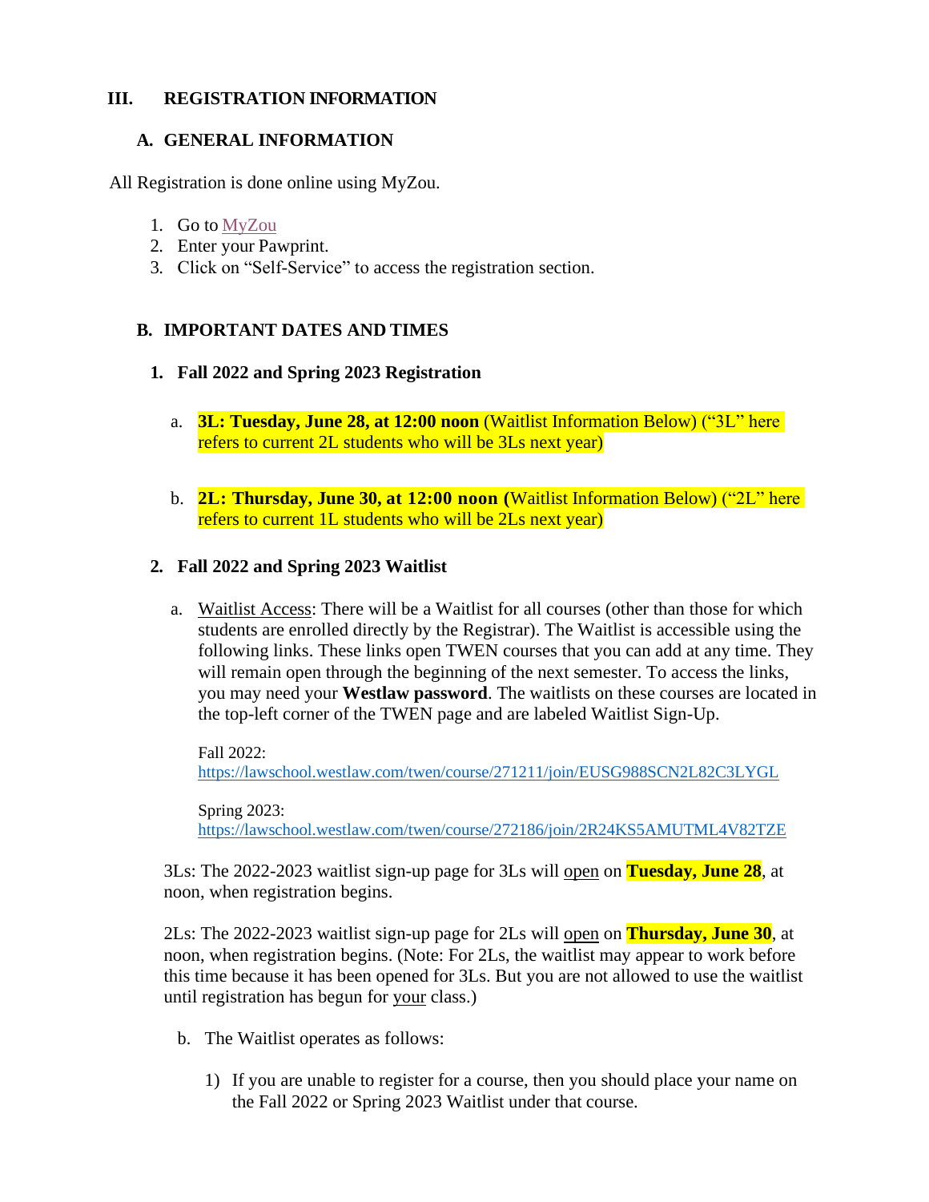## III. REGISTRATION INFORMATION

### A. GENERAL INFORMATION

All Registration is done online using MyZou.

1. Go to MyZou
2. Enter your Pawprint.
3. Click on "Self-Service" to access the registration section.

### B. IMPORTANT DATES AND TIMES

#### 1. Fall 2022 and Spring 2023 Registration

a. **3L: Tuesday, June 28, at 12:00 noon** (Waitlist Information Below) ("3L" here refers to current 2L students who will be 3Ls next year)

b. **2L: Thursday, June 30, at 12:00 noon (**Waitlist Information Below) ("2L" here refers to current 1L students who will be 2Ls next year)

#### 2. Fall 2022 and Spring 2023 Waitlist

a. Waitlist Access: There will be a Waitlist for all courses (other than those for which students are enrolled directly by the Registrar). The Waitlist is accessible using the following links. These links open TWEN courses that you can add at any time. They will remain open through the beginning of the next semester. To access the links, you may need your **Westlaw password**. The waitlists on these courses are located in the top-left corner of the TWEN page and are labeled Waitlist Sign-Up.

Fall 2022:
https://lawschool.westlaw.com/twen/course/271211/join/EUSG988SCN2L82C3LYGL

Spring 2023:
https://lawschool.westlaw.com/twen/course/272186/join/2R24KS5AMUTML4V82TZE

3Ls: The 2022-2023 waitlist sign-up page for 3Ls will open on **Tuesday, June 28**, at noon, when registration begins.

2Ls: The 2022-2023 waitlist sign-up page for 2Ls will open on **Thursday, June 30**, at noon, when registration begins. (Note: For 2Ls, the waitlist may appear to work before this time because it has been opened for 3Ls. But you are not allowed to use the waitlist until registration has begun for your class.)

b. The Waitlist operates as follows:

1) If you are unable to register for a course, then you should place your name on the Fall 2022 or Spring 2023 Waitlist under that course.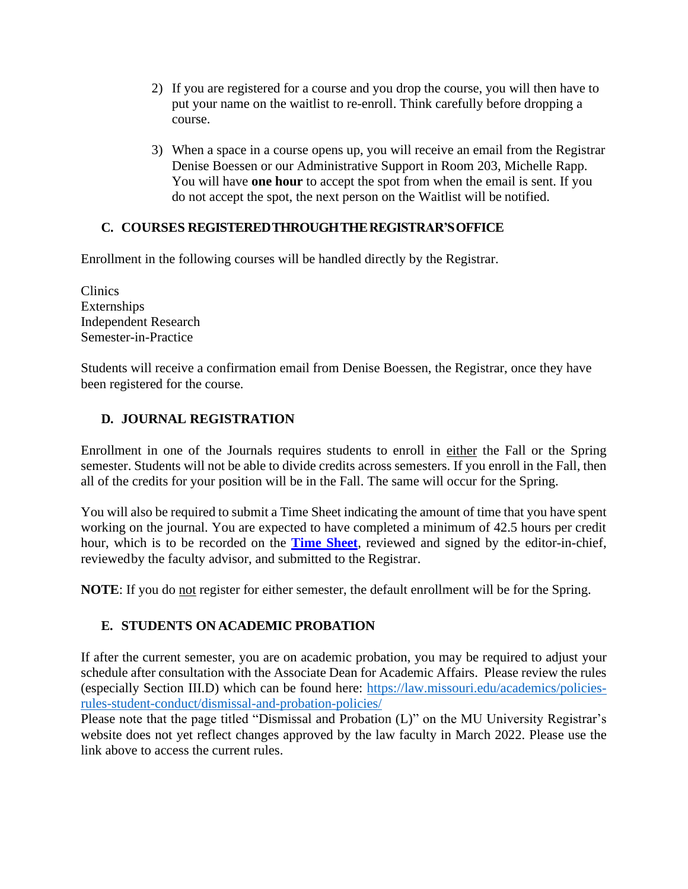2) If you are registered for a course and you drop the course, you will then have to put your name on the waitlist to re-enroll. Think carefully before dropping a course.

3) When a space in a course opens up, you will receive an email from the Registrar Denise Boessen or our Administrative Support in Room 203, Michelle Rapp. You will have **one hour** to accept the spot from when the email is sent. If you do not accept the spot, the next person on the Waitlist will be notified.

### C. COURSES REGISTERED THROUGH THE REGISTRAR'S OFFICE

Enrollment in the following courses will be handled directly by the Registrar.

Clinics
Externships
Independent Research
Semester-in-Practice

Students will receive a confirmation email from Denise Boessen, the Registrar, once they have been registered for the course.

### D. JOURNAL REGISTRATION

Enrollment in one of the Journals requires students to enroll in either the Fall or the Spring semester. Students will not be able to divide credits across semesters. If you enroll in the Fall, then all of the credits for your position will be in the Fall. The same will occur for the Spring.

You will also be required to submit a Time Sheet indicating the amount of time that you have spent working on the journal. You are expected to have completed a minimum of 42.5 hours per credit hour, which is to be recorded on the **Time Sheet**, reviewed and signed by the editor-in-chief, reviewed by the faculty advisor, and submitted to the Registrar.

**NOTE**: If you do not register for either semester, the default enrollment will be for the Spring.

### E. STUDENTS ON ACADEMIC PROBATION

If after the current semester, you are on academic probation, you may be required to adjust your schedule after consultation with the Associate Dean for Academic Affairs. Please review the rules (especially Section III.D) which can be found here: https://law.missouri.edu/academics/policies-rules-student-conduct/dismissal-and-probation-policies/
Please note that the page titled "Dismissal and Probation (L)" on the MU University Registrar's website does not yet reflect changes approved by the law faculty in March 2022. Please use the link above to access the current rules.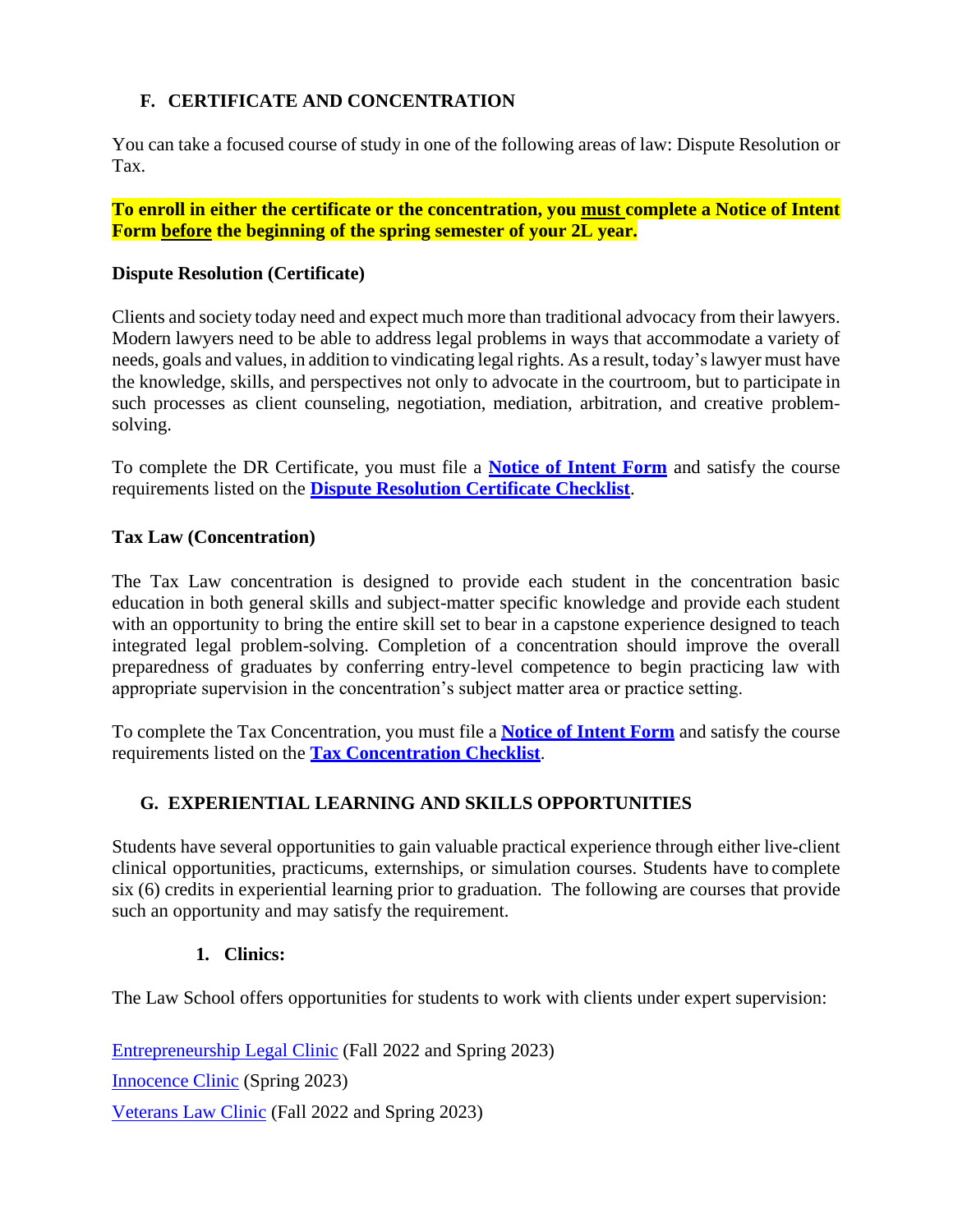## F. CERTIFICATE AND CONCENTRATION

You can take a focused course of study in one of the following areas of law: Dispute Resolution or Tax.

**To enroll in either the certificate or the concentration, you must complete a Notice of Intent Form before the beginning of the spring semester of your 2L year.**

### Dispute Resolution (Certificate)

Clients and society today need and expect much more than traditional advocacy from their lawyers. Modern lawyers need to be able to address legal problems in ways that accommodate a variety of needs, goals and values, in addition to vindicating legal rights. As a result, today's lawyer must have the knowledge, skills, and perspectives not only to advocate in the courtroom, but to participate in such processes as client counseling, negotiation, mediation, arbitration, and creative problem-solving.

To complete the DR Certificate, you must file a **Notice of Intent Form** and satisfy the course requirements listed on the **Dispute Resolution Certificate Checklist**.

### Tax Law (Concentration)

The Tax Law concentration is designed to provide each student in the concentration basic education in both general skills and subject-matter specific knowledge and provide each student with an opportunity to bring the entire skill set to bear in a capstone experience designed to teach integrated legal problem-solving. Completion of a concentration should improve the overall preparedness of graduates by conferring entry-level competence to begin practicing law with appropriate supervision in the concentration's subject matter area or practice setting.

To complete the Tax Concentration, you must file a **Notice of Intent Form** and satisfy the course requirements listed on the **Tax Concentration Checklist**.

## G. EXPERIENTIAL LEARNING AND SKILLS OPPORTUNITIES

Students have several opportunities to gain valuable practical experience through either live-client clinical opportunities, practicums, externships, or simulation courses. Students have to complete six (6) credits in experiential learning prior to graduation. The following are courses that provide such an opportunity and may satisfy the requirement.

### 1. Clinics:

The Law School offers opportunities for students to work with clients under expert supervision:

Entrepreneurship Legal Clinic (Fall 2022 and Spring 2023)

Innocence Clinic (Spring 2023)

Veterans Law Clinic (Fall 2022 and Spring 2023)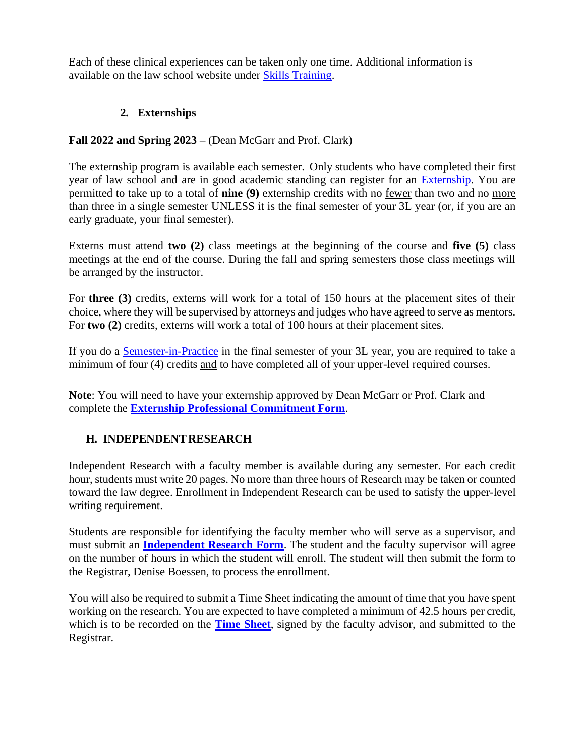Each of these clinical experiences can be taken only one time. Additional information is available on the law school website under Skills Training.

### 2. Externships

**Fall 2022 and Spring 2023 –** (Dean McGarr and Prof. Clark)

The externship program is available each semester. Only students who have completed their first year of law school and are in good academic standing can register for an Externship. You are permitted to take up to a total of **nine (9)** externship credits with no fewer than two and no more than three in a single semester UNLESS it is the final semester of your 3L year (or, if you are an early graduate, your final semester).

Externs must attend **two (2)** class meetings at the beginning of the course and **five (5)** class meetings at the end of the course. During the fall and spring semesters those class meetings will be arranged by the instructor.

For **three (3)** credits, externs will work for a total of 150 hours at the placement sites of their choice, where they will be supervised by attorneys and judges who have agreed to serve as mentors. For **two (2)** credits, externs will work a total of 100 hours at their placement sites.

If you do a Semester-in-Practice in the final semester of your 3L year, you are required to take a minimum of four (4) credits and to have completed all of your upper-level required courses.

**Note**: You will need to have your externship approved by Dean McGarr or Prof. Clark and complete the **Externship Professional Commitment Form**.

## H. INDEPENDENT RESEARCH

Independent Research with a faculty member is available during any semester. For each credit hour, students must write 20 pages. No more than three hours of Research may be taken or counted toward the law degree. Enrollment in Independent Research can be used to satisfy the upper-level writing requirement.

Students are responsible for identifying the faculty member who will serve as a supervisor, and must submit an **Independent Research Form**. The student and the faculty supervisor will agree on the number of hours in which the student will enroll. The student will then submit the form to the Registrar, Denise Boessen, to process the enrollment.

You will also be required to submit a Time Sheet indicating the amount of time that you have spent working on the research. You are expected to have completed a minimum of 42.5 hours per credit, which is to be recorded on the **Time Sheet**, signed by the faculty advisor, and submitted to the Registrar.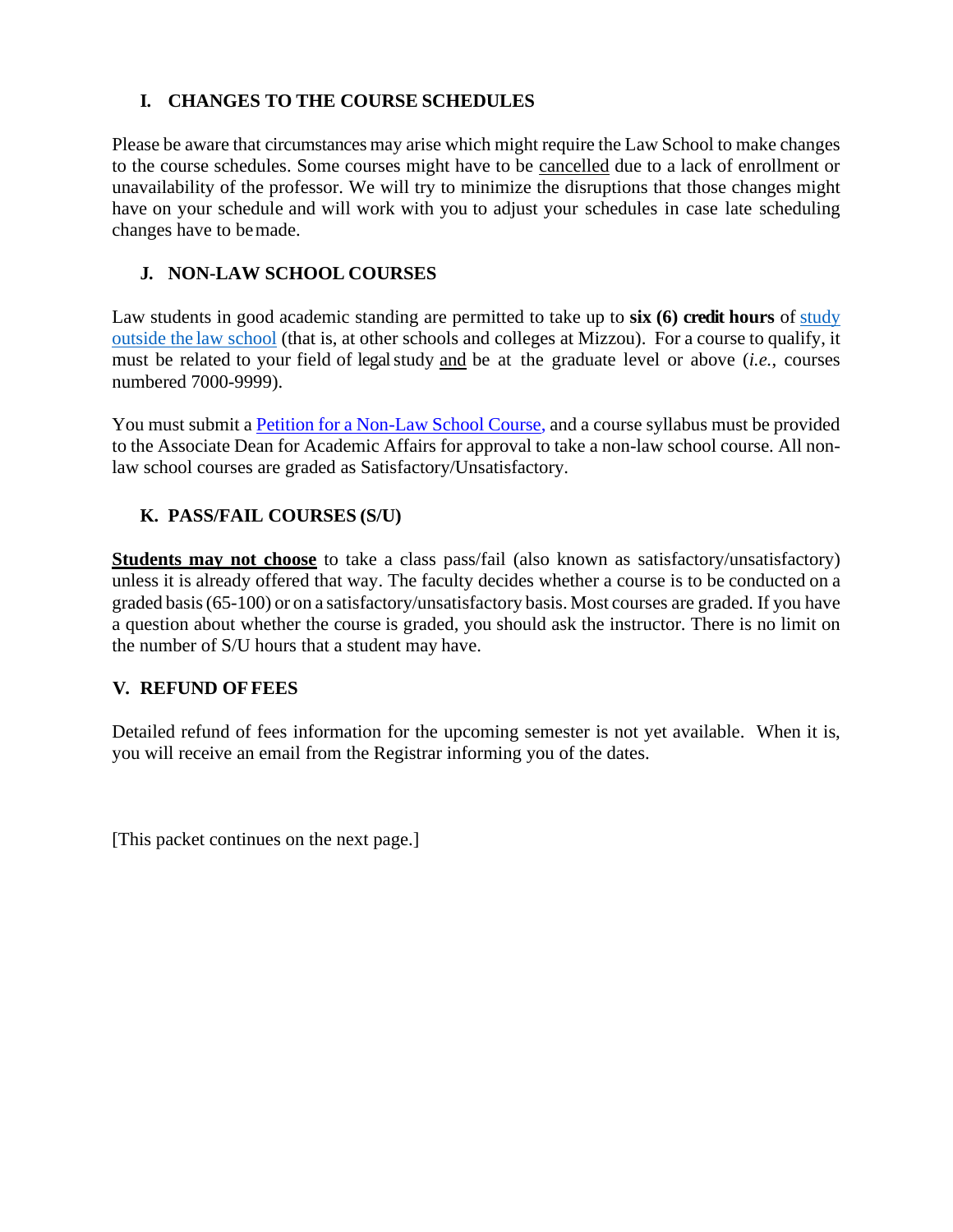### I. CHANGES TO THE COURSE SCHEDULES

Please be aware that circumstances may arise which might require the Law School to make changes to the course schedules. Some courses might have to be cancelled due to a lack of enrollment or unavailability of the professor. We will try to minimize the disruptions that those changes might have on your schedule and will work with you to adjust your schedules in case late scheduling changes have to be made.

### J. NON-LAW SCHOOL COURSES

Law students in good academic standing are permitted to take up to **six (6) credit hours** of study outside the law school (that is, at other schools and colleges at Mizzou). For a course to qualify, it must be related to your field of legal study and be at the graduate level or above (*i.e.*, courses numbered 7000-9999).

You must submit a Petition for a Non-Law School Course, and a course syllabus must be provided to the Associate Dean for Academic Affairs for approval to take a non-law school course. All non-law school courses are graded as Satisfactory/Unsatisfactory.

### K. PASS/FAIL COURSES (S/U)

**Students may not choose** to take a class pass/fail (also known as satisfactory/unsatisfactory) unless it is already offered that way. The faculty decides whether a course is to be conducted on a graded basis (65-100) or on a satisfactory/unsatisfactory basis. Most courses are graded. If you have a question about whether the course is graded, you should ask the instructor. There is no limit on the number of S/U hours that a student may have.

## V. REFUND OF FEES

Detailed refund of fees information for the upcoming semester is not yet available. When it is, you will receive an email from the Registrar informing you of the dates.

[This packet continues on the next page.]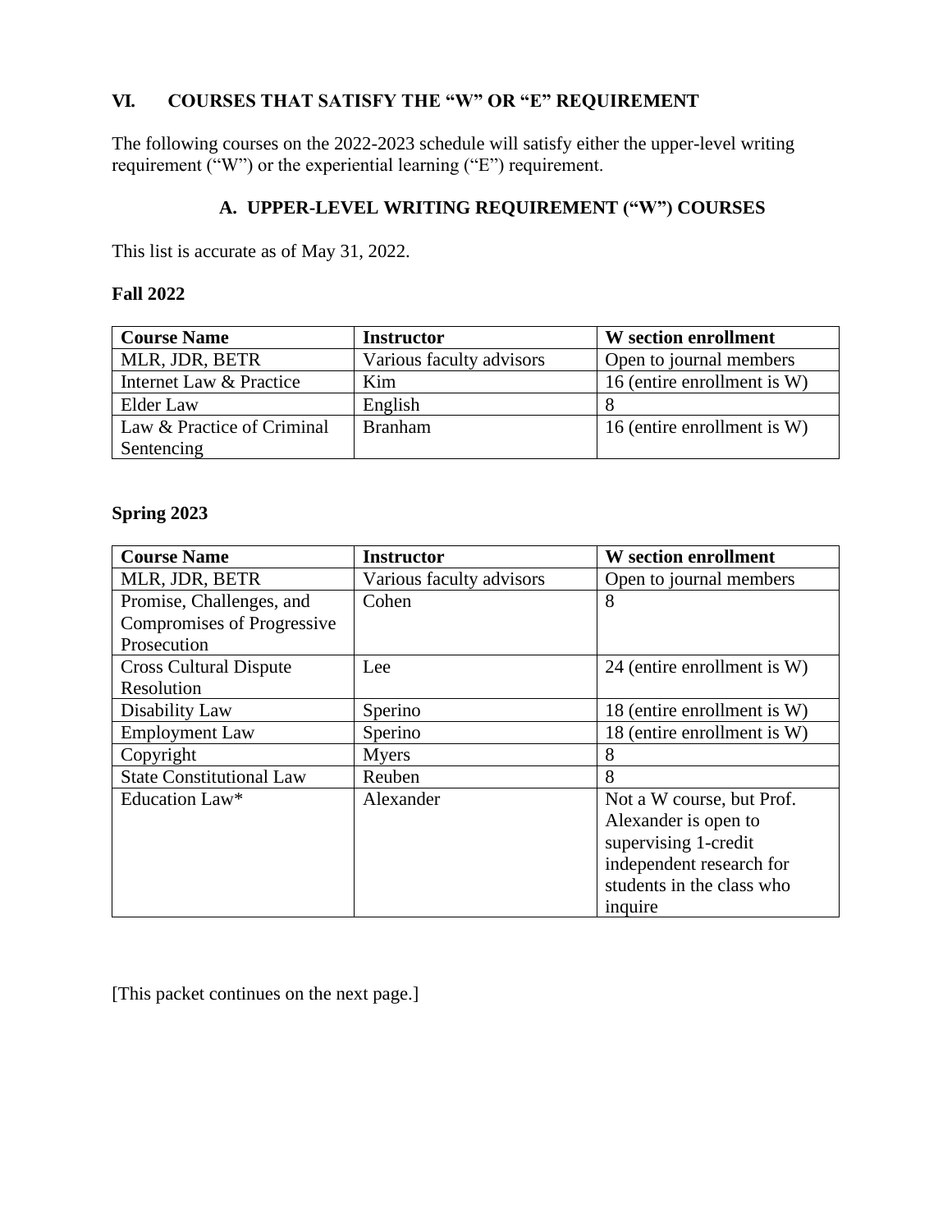## VI. COURSES THAT SATISFY THE "W" OR "E" REQUIREMENT

The following courses on the 2022-2023 schedule will satisfy either the upper-level writing requirement ("W") or the experiential learning ("E") requirement.

### A. UPPER-LEVEL WRITING REQUIREMENT ("W") COURSES

This list is accurate as of May 31, 2022.

**Fall 2022**

| Course Name | Instructor | W section enrollment |
| --- | --- | --- |
| MLR, JDR, BETR | Various faculty advisors | Open to journal members |
| Internet Law & Practice | Kim | 16 (entire enrollment is W) |
| Elder Law | English | 8 |
| Law & Practice of Criminal Sentencing | Branham | 16 (entire enrollment is W) |

**Spring 2023**

| Course Name | Instructor | W section enrollment |
| --- | --- | --- |
| MLR, JDR, BETR | Various faculty advisors | Open to journal members |
| Promise, Challenges, and Compromises of Progressive Prosecution | Cohen | 8 |
| Cross Cultural Dispute Resolution | Lee | 24 (entire enrollment is W) |
| Disability Law | Sperino | 18 (entire enrollment is W) |
| Employment Law | Sperino | 18 (entire enrollment is W) |
| Copyright | Myers | 8 |
| State Constitutional Law | Reuben | 8 |
| Education Law* | Alexander | Not a W course, but Prof. Alexander is open to supervising 1-credit independent research for students in the class who inquire |

[This packet continues on the next page.]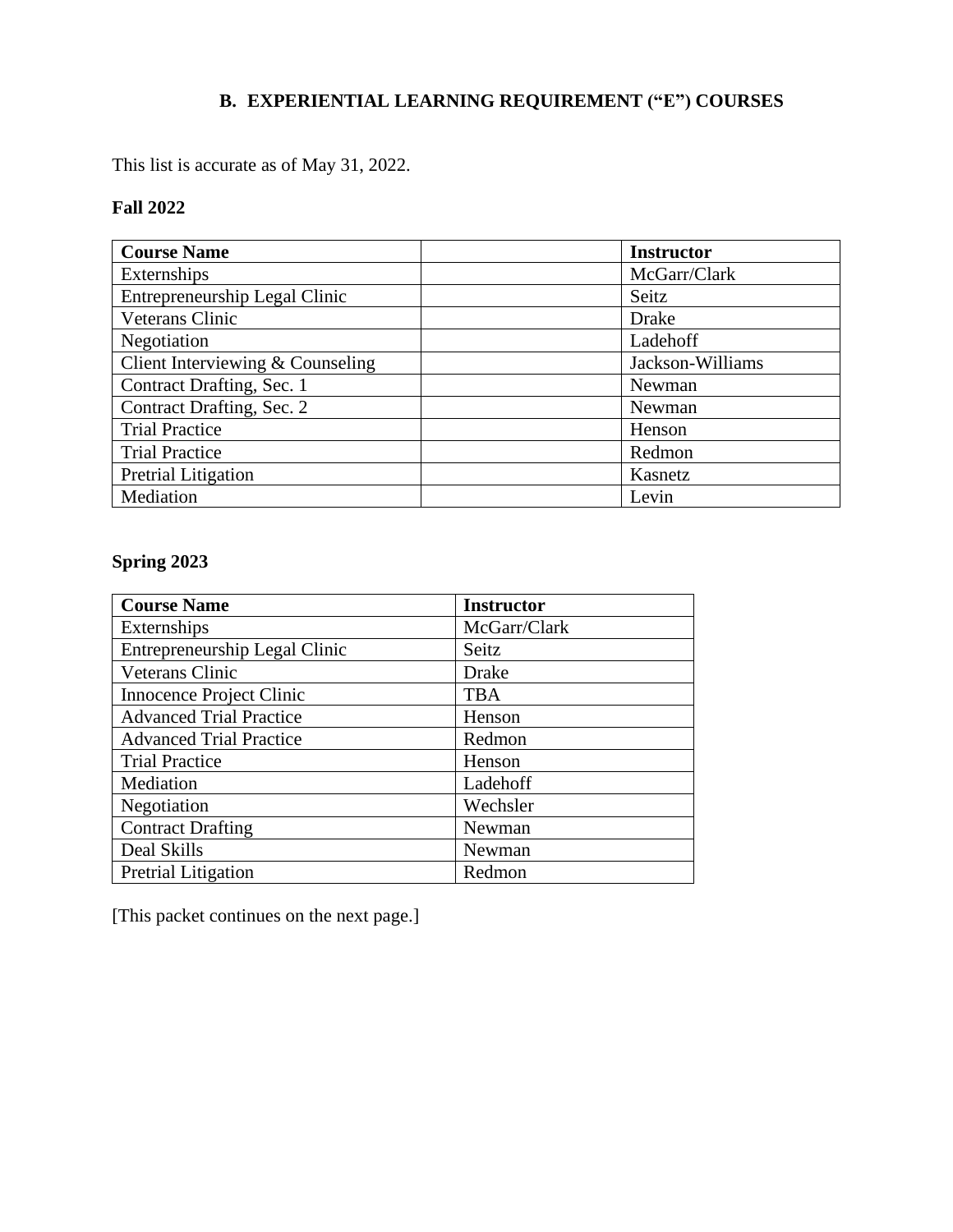## B. EXPERIENTIAL LEARNING REQUIREMENT (“E”) COURSES

This list is accurate as of May 31, 2022.

**Fall 2022**

| Course Name | | Instructor |
|---|---|---|
| Externships | | McGarr/Clark |
| Entrepreneurship Legal Clinic | | Seitz |
| Veterans Clinic | | Drake |
| Negotiation | | Ladehoff |
| Client Interviewing & Counseling | | Jackson-Williams |
| Contract Drafting, Sec. 1 | | Newman |
| Contract Drafting, Sec. 2 | | Newman |
| Trial Practice | | Henson |
| Trial Practice | | Redmon |
| Pretrial Litigation | | Kasnetz |
| Mediation | | Levin |

**Spring 2023**

| Course Name | Instructor |
|---|---|
| Externships | McGarr/Clark |
| Entrepreneurship Legal Clinic | Seitz |
| Veterans Clinic | Drake |
| Innocence Project Clinic | TBA |
| Advanced Trial Practice | Henson |
| Advanced Trial Practice | Redmon |
| Trial Practice | Henson |
| Mediation | Ladehoff |
| Negotiation | Wechsler |
| Contract Drafting | Newman |
| Deal Skills | Newman |
| Pretrial Litigation | Redmon |

[This packet continues on the next page.]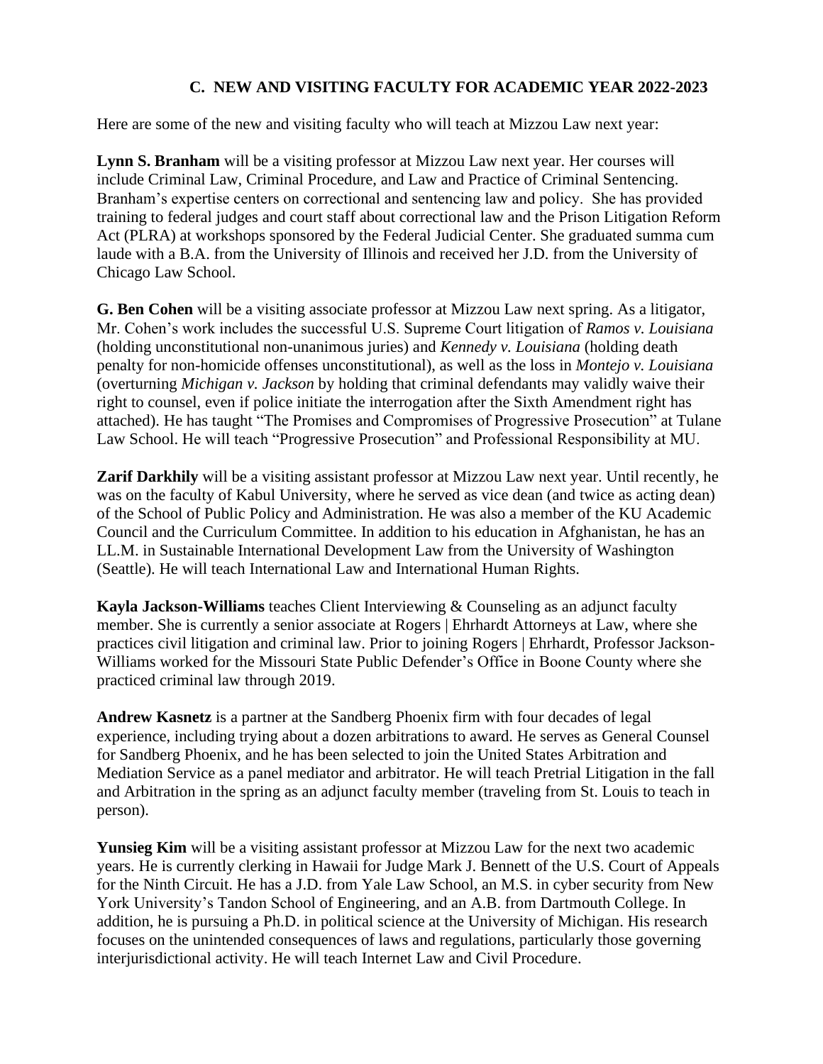## C. NEW AND VISITING FACULTY FOR ACADEMIC YEAR 2022-2023

Here are some of the new and visiting faculty who will teach at Mizzou Law next year:

**Lynn S. Branham** will be a visiting professor at Mizzou Law next year. Her courses will include Criminal Law, Criminal Procedure, and Law and Practice of Criminal Sentencing. Branham's expertise centers on correctional and sentencing law and policy. She has provided training to federal judges and court staff about correctional law and the Prison Litigation Reform Act (PLRA) at workshops sponsored by the Federal Judicial Center. She graduated summa cum laude with a B.A. from the University of Illinois and received her J.D. from the University of Chicago Law School.

**G. Ben Cohen** will be a visiting associate professor at Mizzou Law next spring. As a litigator, Mr. Cohen's work includes the successful U.S. Supreme Court litigation of *Ramos v. Louisiana* (holding unconstitutional non-unanimous juries) and *Kennedy v. Louisiana* (holding death penalty for non-homicide offenses unconstitutional), as well as the loss in *Montejo v. Louisiana* (overturning *Michigan v. Jackson* by holding that criminal defendants may validly waive their right to counsel, even if police initiate the interrogation after the Sixth Amendment right has attached). He has taught "The Promises and Compromises of Progressive Prosecution" at Tulane Law School. He will teach "Progressive Prosecution" and Professional Responsibility at MU.

**Zarif Darkhily** will be a visiting assistant professor at Mizzou Law next year. Until recently, he was on the faculty of Kabul University, where he served as vice dean (and twice as acting dean) of the School of Public Policy and Administration. He was also a member of the KU Academic Council and the Curriculum Committee. In addition to his education in Afghanistan, he has an LL.M. in Sustainable International Development Law from the University of Washington (Seattle). He will teach International Law and International Human Rights.

**Kayla Jackson-Williams** teaches Client Interviewing & Counseling as an adjunct faculty member. She is currently a senior associate at Rogers | Ehrhardt Attorneys at Law, where she practices civil litigation and criminal law. Prior to joining Rogers | Ehrhardt, Professor Jackson-Williams worked for the Missouri State Public Defender's Office in Boone County where she practiced criminal law through 2019.

**Andrew Kasnetz** is a partner at the Sandberg Phoenix firm with four decades of legal experience, including trying about a dozen arbitrations to award. He serves as General Counsel for Sandberg Phoenix, and he has been selected to join the United States Arbitration and Mediation Service as a panel mediator and arbitrator. He will teach Pretrial Litigation in the fall and Arbitration in the spring as an adjunct faculty member (traveling from St. Louis to teach in person).

**Yunsieg Kim** will be a visiting assistant professor at Mizzou Law for the next two academic years. He is currently clerking in Hawaii for Judge Mark J. Bennett of the U.S. Court of Appeals for the Ninth Circuit. He has a J.D. from Yale Law School, an M.S. in cyber security from New York University's Tandon School of Engineering, and an A.B. from Dartmouth College. In addition, he is pursuing a Ph.D. in political science at the University of Michigan. His research focuses on the unintended consequences of laws and regulations, particularly those governing interjurisdictional activity. He will teach Internet Law and Civil Procedure.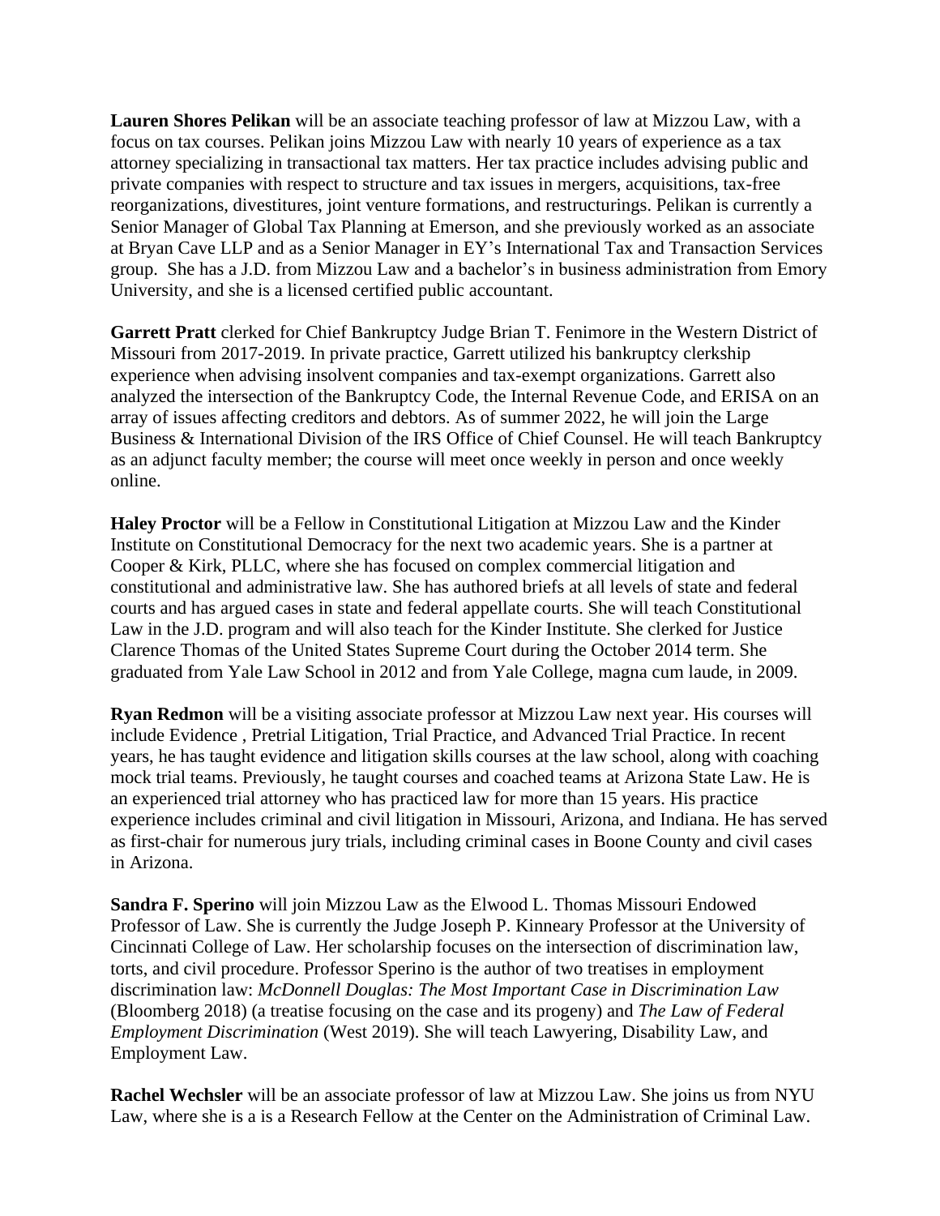**Lauren Shores Pelikan** will be an associate teaching professor of law at Mizzou Law, with a focus on tax courses. Pelikan joins Mizzou Law with nearly 10 years of experience as a tax attorney specializing in transactional tax matters. Her tax practice includes advising public and private companies with respect to structure and tax issues in mergers, acquisitions, tax-free reorganizations, divestitures, joint venture formations, and restructurings. Pelikan is currently a Senior Manager of Global Tax Planning at Emerson, and she previously worked as an associate at Bryan Cave LLP and as a Senior Manager in EY's International Tax and Transaction Services group. She has a J.D. from Mizzou Law and a bachelor's in business administration from Emory University, and she is a licensed certified public accountant.

**Garrett Pratt** clerked for Chief Bankruptcy Judge Brian T. Fenimore in the Western District of Missouri from 2017-2019. In private practice, Garrett utilized his bankruptcy clerkship experience when advising insolvent companies and tax-exempt organizations. Garrett also analyzed the intersection of the Bankruptcy Code, the Internal Revenue Code, and ERISA on an array of issues affecting creditors and debtors. As of summer 2022, he will join the Large Business & International Division of the IRS Office of Chief Counsel. He will teach Bankruptcy as an adjunct faculty member; the course will meet once weekly in person and once weekly online.

**Haley Proctor** will be a Fellow in Constitutional Litigation at Mizzou Law and the Kinder Institute on Constitutional Democracy for the next two academic years. She is a partner at Cooper & Kirk, PLLC, where she has focused on complex commercial litigation and constitutional and administrative law. She has authored briefs at all levels of state and federal courts and has argued cases in state and federal appellate courts. She will teach Constitutional Law in the J.D. program and will also teach for the Kinder Institute. She clerked for Justice Clarence Thomas of the United States Supreme Court during the October 2014 term. She graduated from Yale Law School in 2012 and from Yale College, magna cum laude, in 2009.

**Ryan Redmon** will be a visiting associate professor at Mizzou Law next year. His courses will include Evidence , Pretrial Litigation, Trial Practice, and Advanced Trial Practice. In recent years, he has taught evidence and litigation skills courses at the law school, along with coaching mock trial teams. Previously, he taught courses and coached teams at Arizona State Law. He is an experienced trial attorney who has practiced law for more than 15 years. His practice experience includes criminal and civil litigation in Missouri, Arizona, and Indiana. He has served as first-chair for numerous jury trials, including criminal cases in Boone County and civil cases in Arizona.

**Sandra F. Sperino** will join Mizzou Law as the Elwood L. Thomas Missouri Endowed Professor of Law. She is currently the Judge Joseph P. Kinneary Professor at the University of Cincinnati College of Law. Her scholarship focuses on the intersection of discrimination law, torts, and civil procedure. Professor Sperino is the author of two treatises in employment discrimination law: *McDonnell Douglas: The Most Important Case in Discrimination Law* (Bloomberg 2018) (a treatise focusing on the case and its progeny) and *The Law of Federal Employment Discrimination* (West 2019). She will teach Lawyering, Disability Law, and Employment Law.

**Rachel Wechsler** will be an associate professor of law at Mizzou Law. She joins us from NYU Law, where she is a is a Research Fellow at the Center on the Administration of Criminal Law.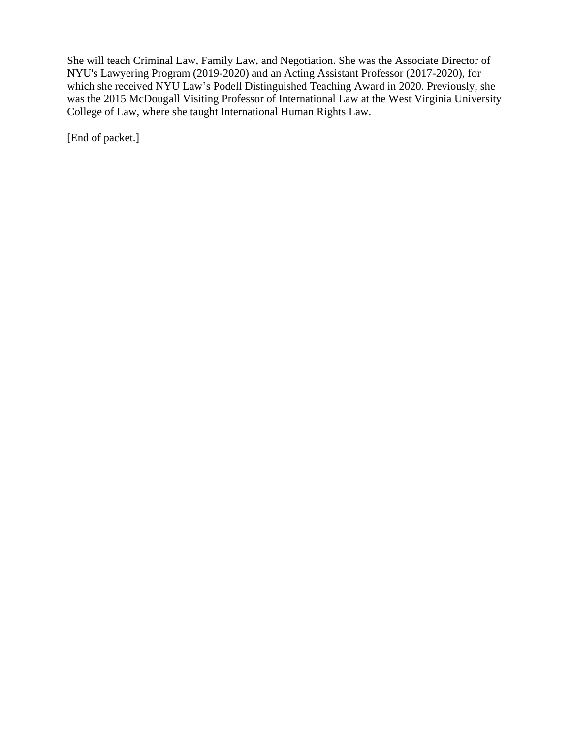She will teach Criminal Law, Family Law, and Negotiation. She was the Associate Director of NYU's Lawyering Program (2019-2020) and an Acting Assistant Professor (2017-2020), for which she received NYU Law's Podell Distinguished Teaching Award in 2020. Previously, she was the 2015 McDougall Visiting Professor of International Law at the West Virginia University College of Law, where she taught International Human Rights Law.

[End of packet.]